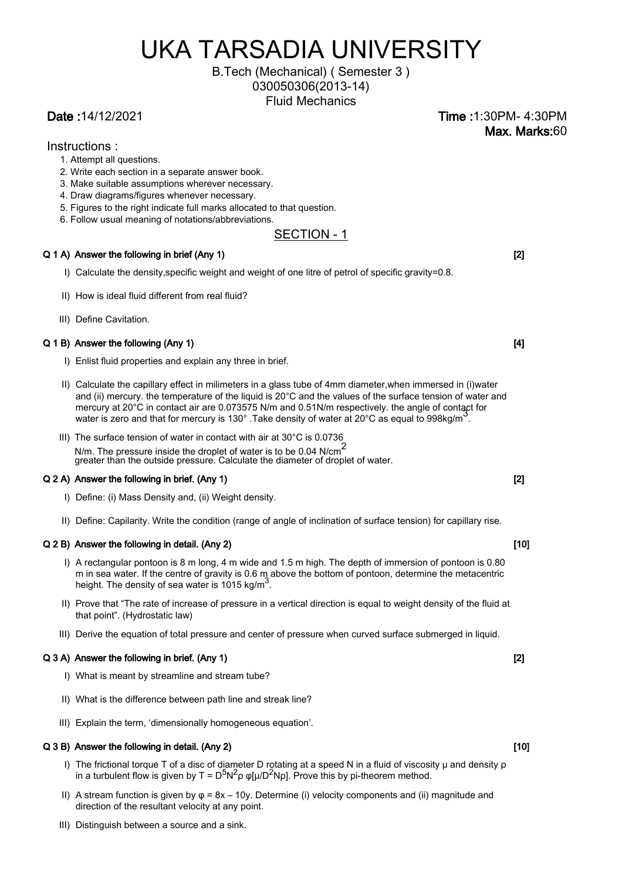# UKA TARSADIA UNIVERSITY

B.Tech (Mechanical) ( Semester 3 )
030050306(2013-14)
Fluid Mechanics

**Date :**14/12/2021 **Time :**1:30PM- 4:30PM
**Max. Marks:**60

Instructions :

1. Attempt all questions.
2. Write each section in a separate answer book.
3. Make suitable assumptions wherever necessary.
4. Draw diagrams/figures whenever necessary.
5. Figures to the right indicate full marks allocated to that question.
6. Follow usual meaning of notations/abbreviations.

## SECTION - 1

**Q 1 A) Answer the following in brief (Any 1)** **[2]**

I) Calculate the density,specific weight and weight of one litre of petrol of specific gravity=0.8.

II) How is ideal fluid different from real fluid?

III) Define Cavitation.

**Q 1 B) Answer the following (Any 1)** **[4]**

I) Enlist fluid properties and explain any three in brief.

II) Calculate the capillary effect in milimeters in a glass tube of 4mm diameter,when immersed in (i)water and (ii) mercury. the temperature of the liquid is 20°C and the values of the surface tension of water and mercury at 20°C in contact air are 0.073575 N/m and 0.51N/m respectively. the angle of contact for water is zero and that for mercury is 130° .Take density of water at 20°C as equal to 998kg/m$^3$.

III) The surface tension of water in contact with air at 30°C is 0.0736 N/m. The pressure inside the droplet of water is to be 0.04 N/cm$^2$ greater than the outside pressure. Calculate the diameter of droplet of water.

**Q 2 A) Answer the following in brief. (Any 1)** **[2]**

I) Define: (i) Mass Density and, (ii) Weight density.

II) Define: Capilarity. Write the condition (range of angle of inclination of surface tension) for capillary rise.

**Q 2 B) Answer the following in detail. (Any 2)** **[10]**

I) A rectangular pontoon is 8 m long, 4 m wide and 1.5 m high. The depth of immersion of pontoon is 0.80 m in sea water. If the centre of gravity is 0.6 m above the bottom of pontoon, determine the metacentric height. The density of sea water is 1015 kg/m$^3$.

II) Prove that "The rate of increase of pressure in a vertical direction is equal to weight density of the fluid at that point". (Hydrostatic law)

III) Derive the equation of total pressure and center of pressure when curved surface submerged in liquid.

**Q 3 A) Answer the following in brief. (Any 1)** **[2]**

I) What is meant by streamline and stream tube?

II) What is the difference between path line and streak line?

III) Explain the term, 'dimensionally homogeneous equation'.

**Q 3 B) Answer the following in detail. (Any 2)** **[10]**

I) The frictional torque T of a disc of diameter D rotating at a speed N in a fluid of viscosity μ and density ρ in a turbulent flow is given by $T = D^5N^2\rho\ \varphi[\mu/D^2N\rho]$. Prove this by pi-theorem method.

II) A stream function is given by $\varphi = 8x - 10y$. Determine (i) velocity components and (ii) magnitude and direction of the resultant velocity at any point.

III) Distinguish between a source and a sink.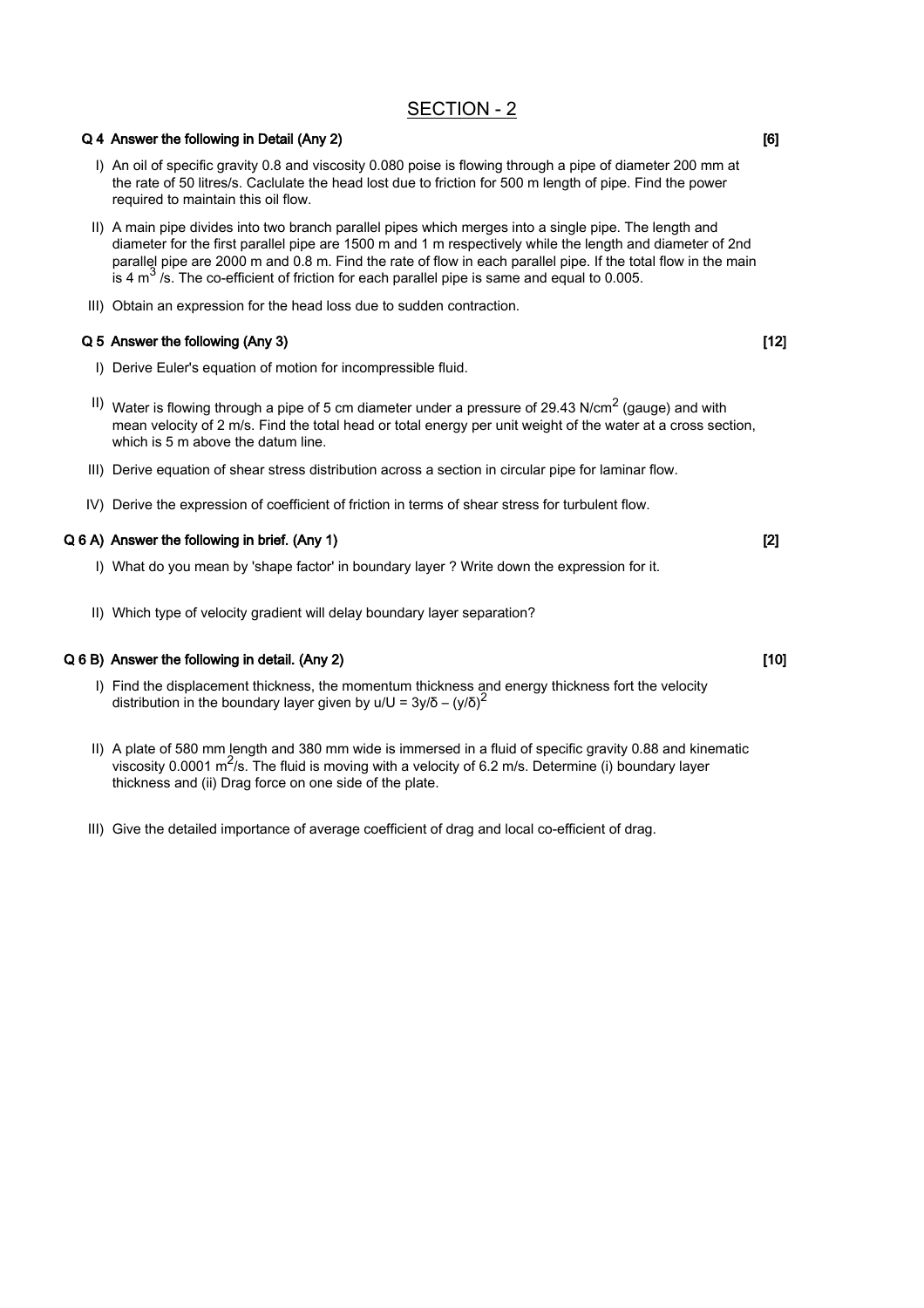## SECTION - 2

**Q 4 Answer the following in Detail (Any 2) [6]**

I) An oil of specific gravity 0.8 and viscosity 0.080 poise is flowing through a pipe of diameter 200 mm at the rate of 50 litres/s. Caclulate the head lost due to friction for 500 m length of pipe. Find the power required to maintain this oil flow.

II) A main pipe divides into two branch parallel pipes which merges into a single pipe. The length and diameter for the first parallel pipe are 1500 m and 1 m respectively while the length and diameter of 2nd parallel pipe are 2000 m and 0.8 m. Find the rate of flow in each parallel pipe. If the total flow in the main is 4 $m^3$ /s. The co-efficient of friction for each parallel pipe is same and equal to 0.005.

III) Obtain an expression for the head loss due to sudden contraction.

**Q 5 Answer the following (Any 3) [12]**

I) Derive Euler's equation of motion for incompressible fluid.

II) Water is flowing through a pipe of 5 cm diameter under a pressure of 29.43 N/$cm^2$ (gauge) and with mean velocity of 2 m/s. Find the total head or total energy per unit weight of the water at a cross section, which is 5 m above the datum line.

III) Derive equation of shear stress distribution across a section in circular pipe for laminar flow.

IV) Derive the expression of coefficient of friction in terms of shear stress for turbulent flow.

**Q 6 A) Answer the following in brief. (Any 1) [2]**

I) What do you mean by 'shape factor' in boundary layer ? Write down the expression for it.

II) Which type of velocity gradient will delay boundary layer separation?

**Q 6 B) Answer the following in detail. (Any 2) [10]**

I) Find the displacement thickness, the momentum thickness and energy thickness fort the velocity distribution in the boundary layer given by $u/U = 3y/\delta - (y/\delta)^2$

II) A plate of 580 mm length and 380 mm wide is immersed in a fluid of specific gravity 0.88 and kinematic viscosity 0.0001 $m^2$/s. The fluid is moving with a velocity of 6.2 m/s. Determine (i) boundary layer thickness and (ii) Drag force on one side of the plate.

III) Give the detailed importance of average coefficient of drag and local co-efficient of drag.